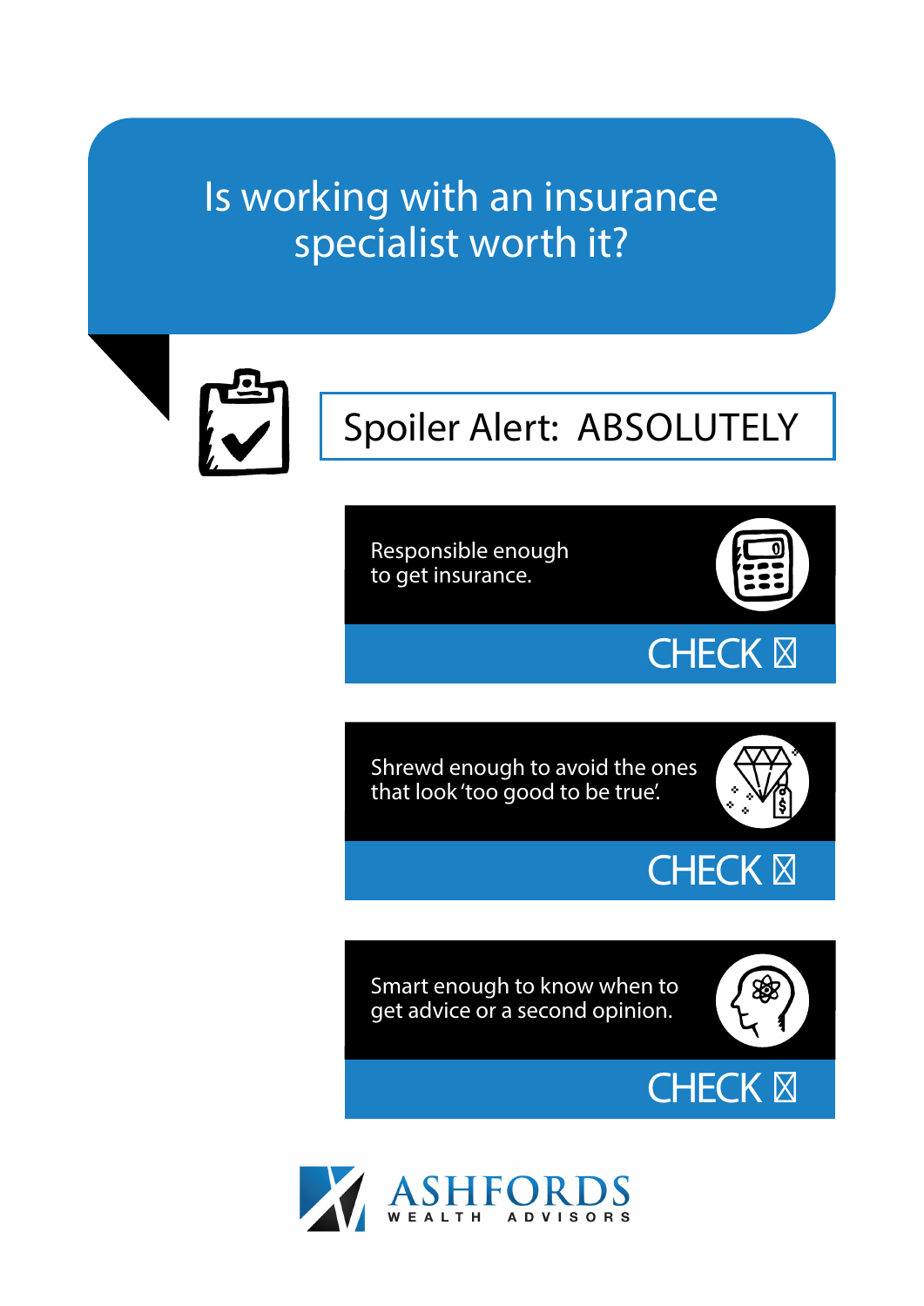# Is working with an insurance specialist worth it?

Spoiler Alert: ABSOLUTELY

Responsible enough to get insurance.

CHECK ☒

Shrewd enough to avoid the ones that look 'too good to be true'.

CHECK ☒

Smart enough to know when to get advice or a second opinion.

CHECK ☒

ASHFORDS WEALTH ADVISORS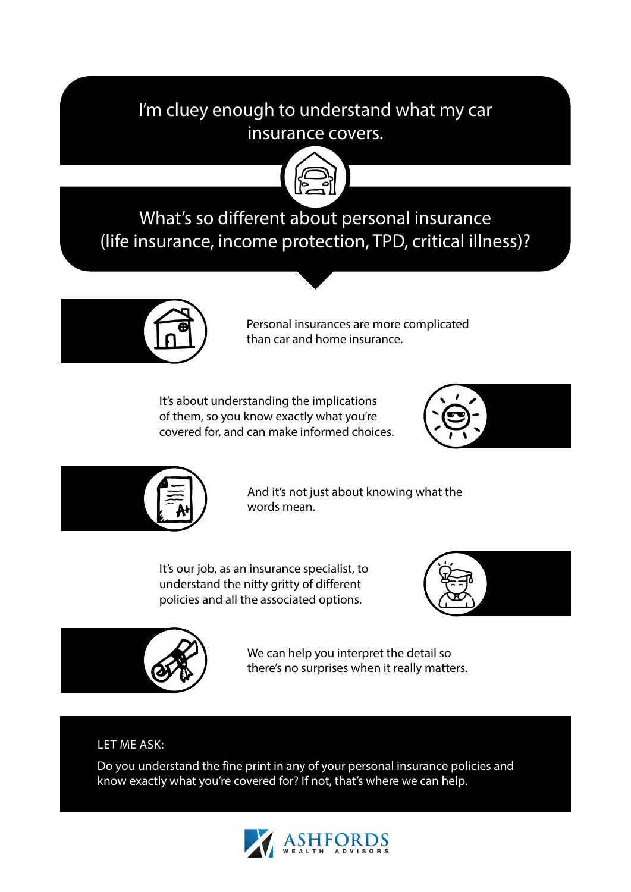## I'm cluey enough to understand what my car insurance covers.

## What's so different about personal insurance (life insurance, income protection, TPD, critical illness)?

Personal insurances are more complicated than car and home insurance.

It's about understanding the implications of them, so you know exactly what you're covered for, and can make informed choices.

And it's not just about knowing what the words mean.

It's our job, as an insurance specialist, to understand the nitty gritty of different policies and all the associated options.

We can help you interpret the detail so there's no surprises when it really matters.

**LET ME ASK:**

Do you understand the fine print in any of your personal insurance policies and know exactly what you're covered for? If not, that's where we can help.

ASHFORDS WEALTH ADVISORS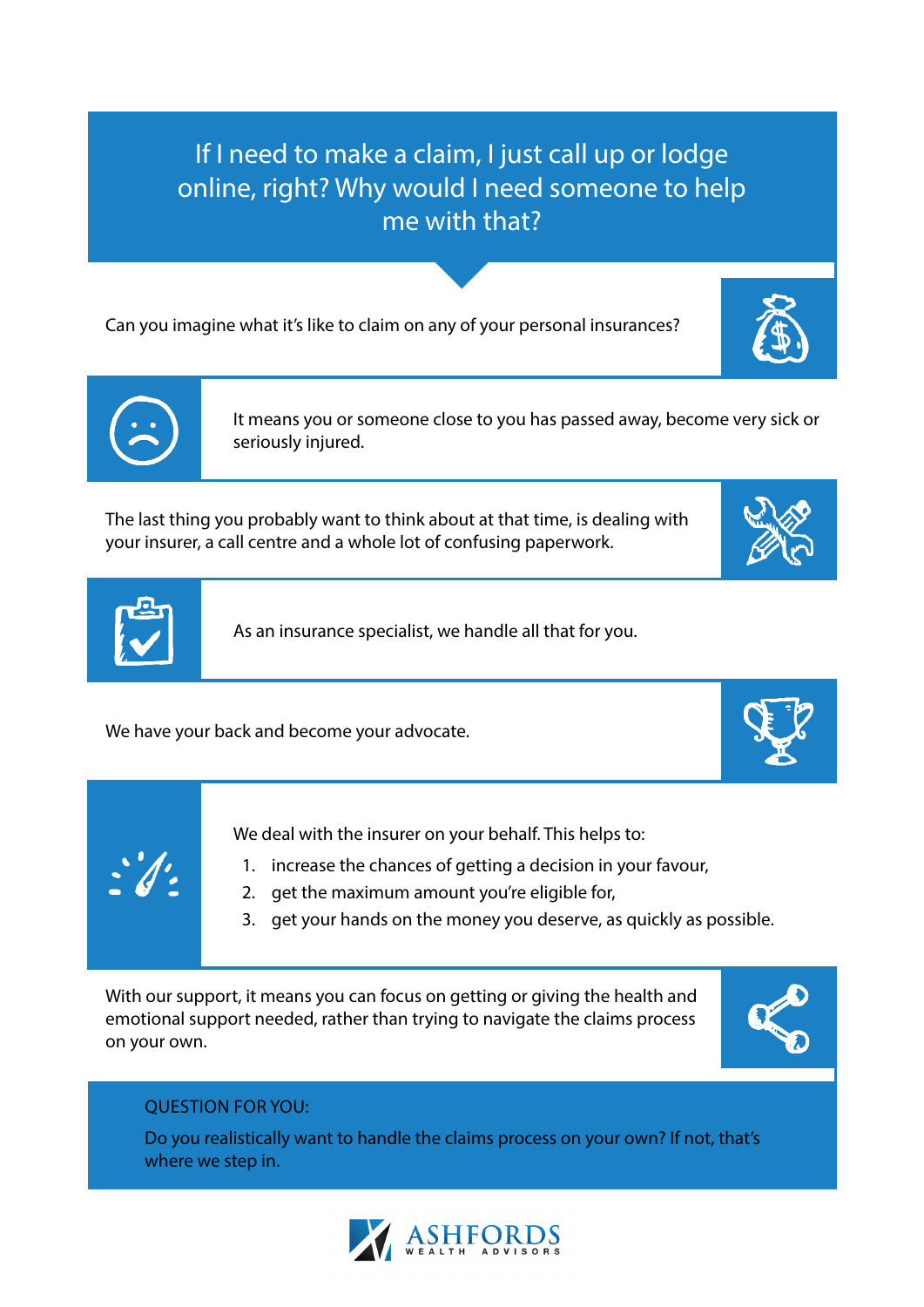## If I need to make a claim, I just call up or lodge online, right? Why would I need someone to help me with that?

Can you imagine what it's like to claim on any of your personal insurances?

It means you or someone close to you has passed away, become very sick or seriously injured.

The last thing you probably want to think about at that time, is dealing with your insurer, a call centre and a whole lot of confusing paperwork.

As an insurance specialist, we handle all that for you.

We have your back and become your advocate.

We deal with the insurer on your behalf. This helps to:

1. increase the chances of getting a decision in your favour,
2. get the maximum amount you're eligible for,
3. get your hands on the money you deserve, as quickly as possible.

With our support, it means you can focus on getting or giving the health and emotional support needed, rather than trying to navigate the claims process on your own.

QUESTION FOR YOU:

Do you realistically want to handle the claims process on your own? If not, that's where we step in.

ASHFORDS WEALTH ADVISORS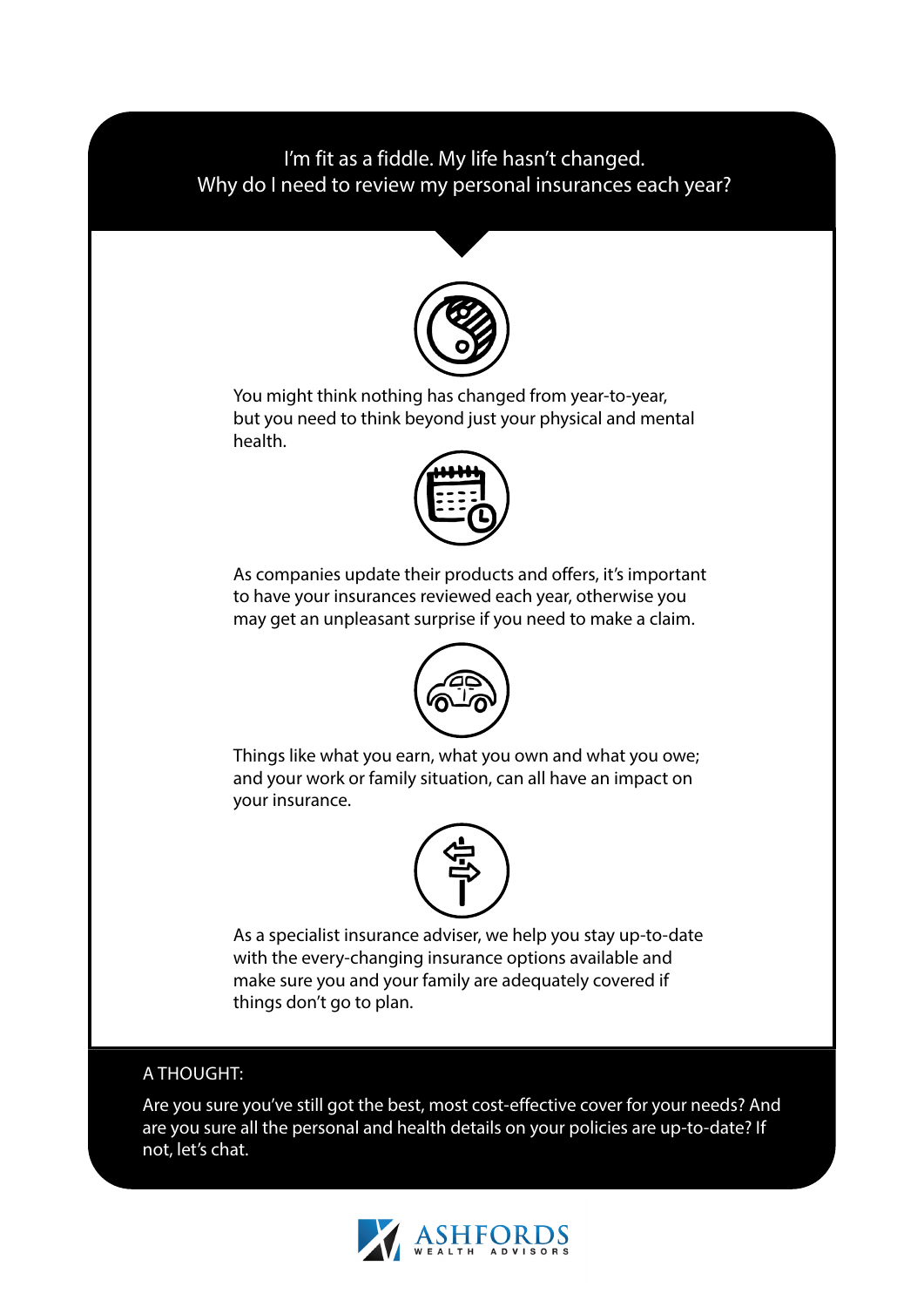## I'm fit as a fiddle. My life hasn't changed. Why do I need to review my personal insurances each year?

You might think nothing has changed from year-to-year, but you need to think beyond just your physical and mental health.

As companies update their products and offers, it's important to have your insurances reviewed each year, otherwise you may get an unpleasant surprise if you need to make a claim.

Things like what you earn, what you own and what you owe; and your work or family situation, can all have an impact on your insurance.

As a specialist insurance adviser, we help you stay up-to-date with the every-changing insurance options available and make sure you and your family are adequately covered if things don't go to plan.

A THOUGHT:

Are you sure you've still got the best, most cost-effective cover for your needs? And are you sure all the personal and health details on your policies are up-to-date? If not, let's chat.

ASHFORDS WEALTH ADVISORS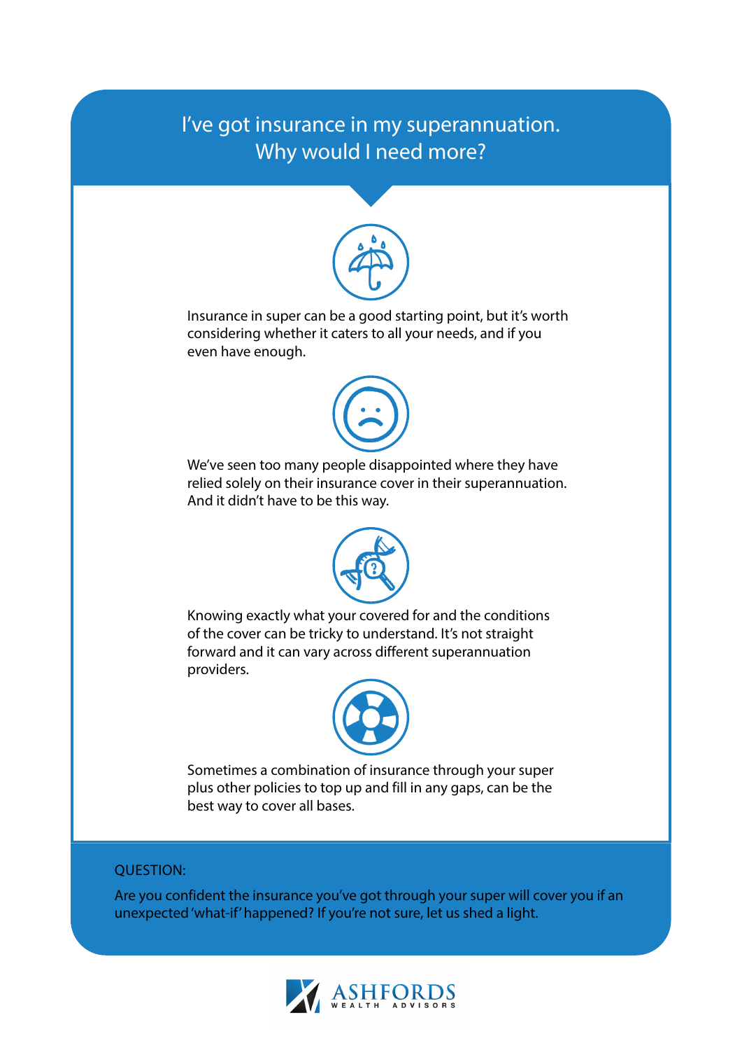# I've got insurance in my superannuation. Why would I need more?

Insurance in super can be a good starting point, but it's worth considering whether it caters to all your needs, and if you even have enough.

We've seen too many people disappointed where they have relied solely on their insurance cover in their superannuation. And it didn't have to be this way.

Knowing exactly what your covered for and the conditions of the cover can be tricky to understand. It's not straight forward and it can vary across different superannuation providers.

Sometimes a combination of insurance through your super plus other policies to top up and fill in any gaps, can be the best way to cover all bases.

QUESTION:

Are you confident the insurance you've got through your super will cover you if an unexpected 'what-if' happened? If you're not sure, let us shed a light.

ASHFORDS WEALTH ADVISORS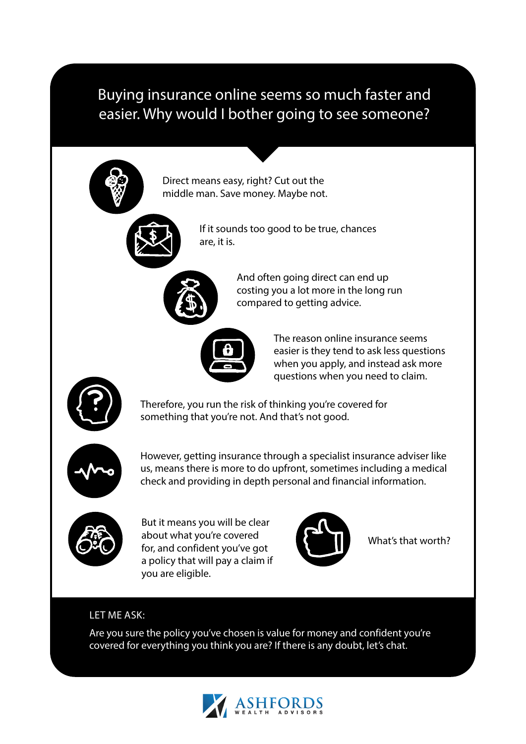# Buying insurance online seems so much faster and easier. Why would I bother going to see someone?

Direct means easy, right? Cut out the middle man. Save money. Maybe not.

If it sounds too good to be true, chances are, it is.

And often going direct can end up costing you a lot more in the long run compared to getting advice.

The reason online insurance seems easier is they tend to ask less questions when you apply, and instead ask more questions when you need to claim.

Therefore, you run the risk of thinking you're covered for something that you're not. And that's not good.

However, getting insurance through a specialist insurance adviser like us, means there is more to do upfront, sometimes including a medical check and providing in depth personal and financial information.

But it means you will be clear about what you're covered for, and confident you've got a policy that will pay a claim if you are eligible.

What's that worth?

LET ME ASK:

Are you sure the policy you've chosen is value for money and confident you're covered for everything you think you are? If there is any doubt, let's chat.

ASHFORDS WEALTH ADVISORS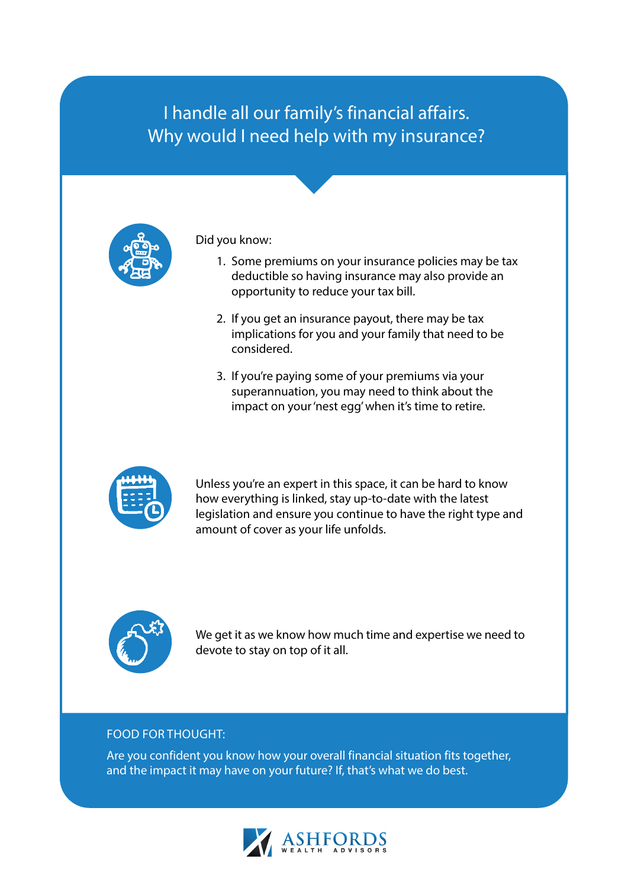# I handle all our family's financial affairs. Why would I need help with my insurance?

Did you know:

1. Some premiums on your insurance policies may be tax deductible so having insurance may also provide an opportunity to reduce your tax bill.
2. If you get an insurance payout, there may be tax implications for you and your family that need to be considered.
3. If you're paying some of your premiums via your superannuation, you may need to think about the impact on your 'nest egg' when it's time to retire.

Unless you're an expert in this space, it can be hard to know how everything is linked, stay up-to-date with the latest legislation and ensure you continue to have the right type and amount of cover as your life unfolds.

We get it as we know how much time and expertise we need to devote to stay on top of it all.

FOOD FOR THOUGHT:

Are you confident you know how your overall financial situation fits together, and the impact it may have on your future? If, that's what we do best.

ASHFORDS WEALTH ADVISORS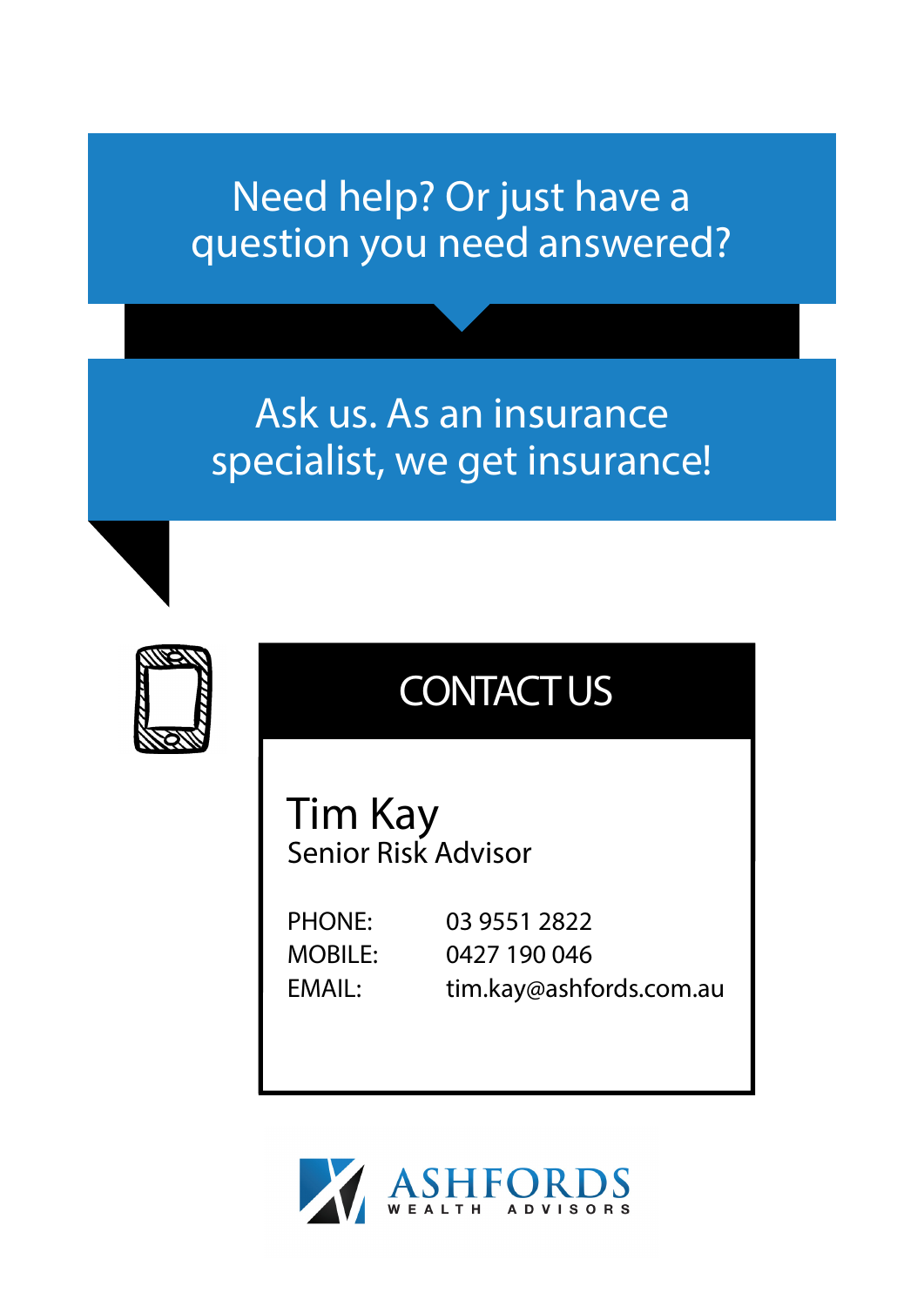Need help? Or just have a question you need answered?

Ask us. As an insurance specialist, we get insurance!

## CONTACT US

**Tim Kay**
Senior Risk Advisor

| | |
|---|---|
| PHONE: | 03 9551 2822 |
| MOBILE: | 0427 190 046 |
| EMAIL: | tim.kay@ashfords.com.au |

ASHFORDS
WEALTH ADVISORS